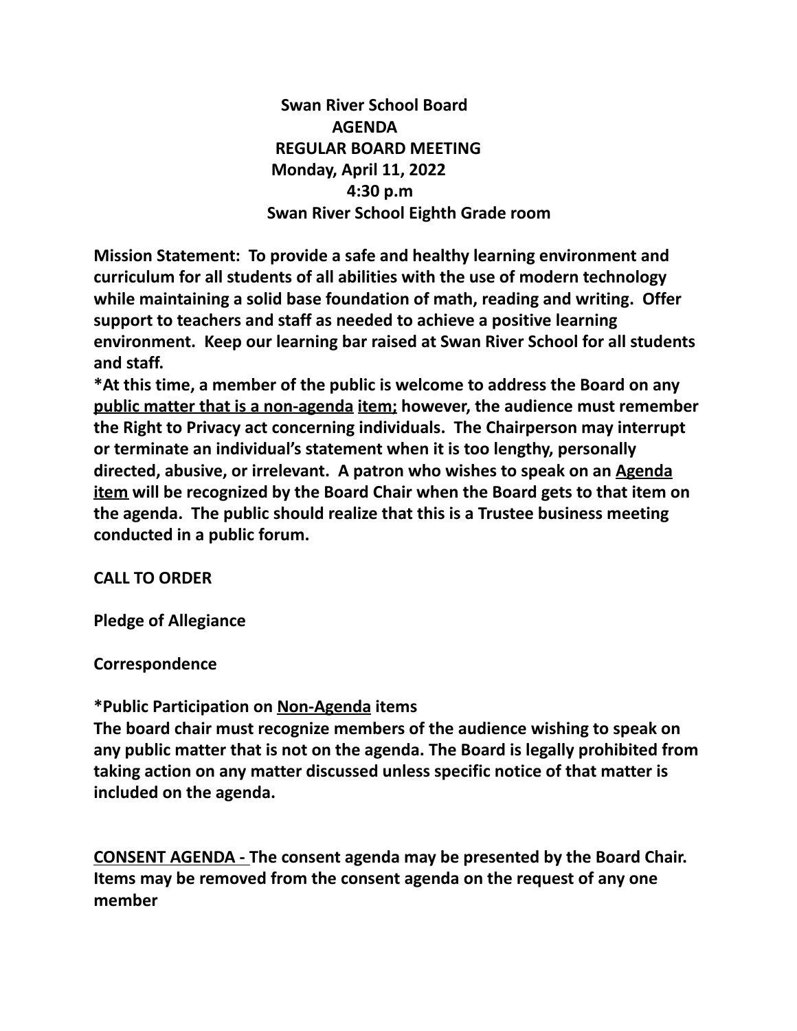**Swan River School Board**
**AGENDA**
**REGULAR BOARD MEETING**
**Monday, April 11, 2022**
**4:30 p.m**
**Swan River School Eighth Grade room**

**Mission Statement: To provide a safe and healthy learning environment and curriculum for all students of all abilities with the use of modern technology while maintaining a solid base foundation of math, reading and writing. Offer support to teachers and staff as needed to achieve a positive learning environment. Keep our learning bar raised at Swan River School for all students and staff.**

**\*At this time, a member of the public is welcome to address the Board on any <u>public matter that is a non-agenda</u> <u>item;</u> however, the audience must remember the Right to Privacy act concerning individuals. The Chairperson may interrupt or terminate an individual's statement when it is too lengthy, personally directed, abusive, or irrelevant. A patron who wishes to speak on an <u>Agenda item</u> will be recognized by the Board Chair when the Board gets to that item on the agenda. The public should realize that this is a Trustee business meeting conducted in a public forum.**

**CALL TO ORDER**

**Pledge of Allegiance**

**Correspondence**

**\*Public Participation on <u>Non-Agenda</u> items**
**The board chair must recognize members of the audience wishing to speak on any public matter that is not on the agenda. The Board is legally prohibited from taking action on any matter discussed unless specific notice of that matter is included on the agenda.**

**<u>CONSENT AGENDA -</u> The consent agenda may be presented by the Board Chair. Items may be removed from the consent agenda on the request of any one member**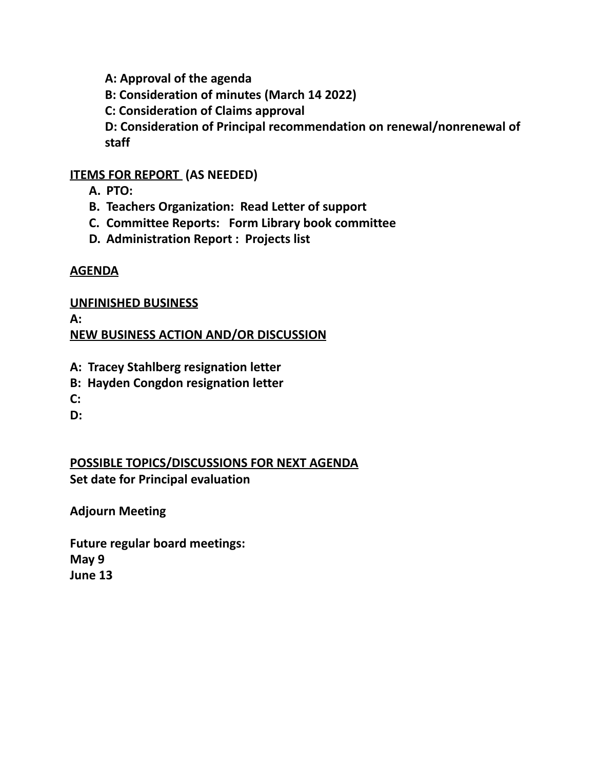**A: Approval of the agenda**
**B: Consideration of minutes (March 14 2022)**
**C: Consideration of Claims approval**
**D: Consideration of Principal recommendation on renewal/nonrenewal of staff**

**ITEMS FOR REPORT (AS NEEDED)**

**A. PTO:**
**B. Teachers Organization: Read Letter of support**
**C. Committee Reports: Form Library book committee**
**D. Administration Report : Projects list**

**AGENDA**

**UNFINISHED BUSINESS**

**A:**

**NEW BUSINESS ACTION AND/OR DISCUSSION**

**A: Tracey Stahlberg resignation letter**
**B: Hayden Congdon resignation letter**
**C:**
**D:**

**POSSIBLE TOPICS/DISCUSSIONS FOR NEXT AGENDA**

**Set date for Principal evaluation**

**Adjourn Meeting**

**Future regular board meetings:**
**May 9**
**June 13**